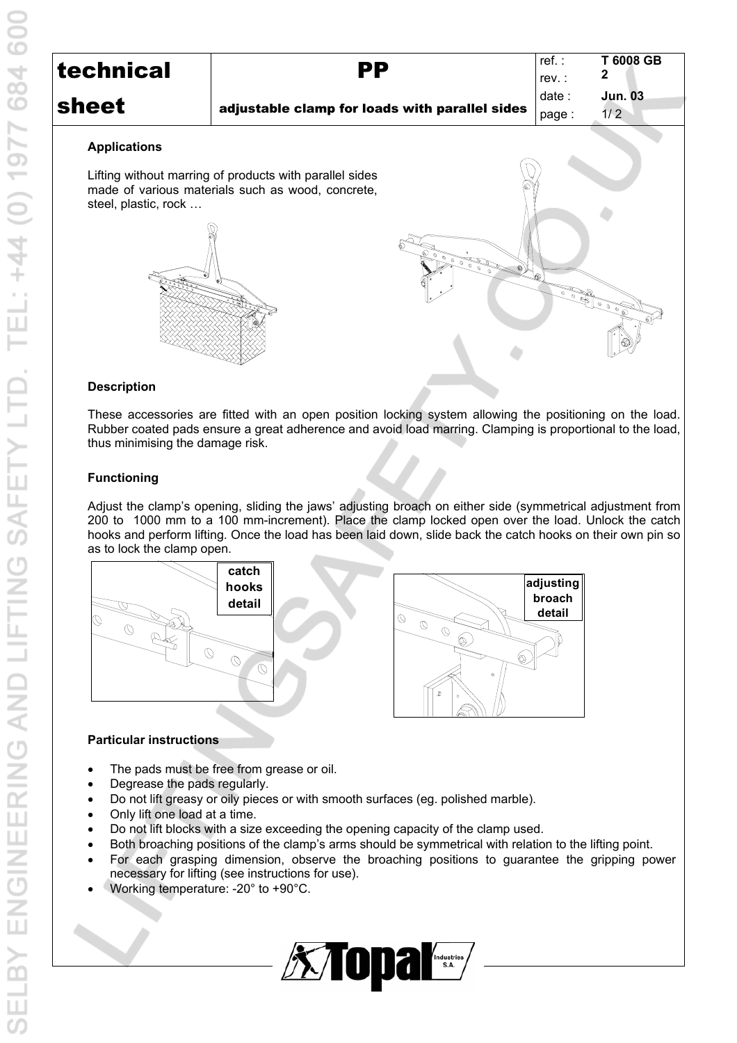| technical sheet | PP | ref. : | T 6008 GB |
| --- | --- | --- | --- |
| | | rev. : | 2 |
| | adjustable clamp for loads with parallel sides | date : | Jun. 03 |

## Applications

Lifting without marring of products with parallel sides made of various materials such as wood, concrete, steel, plastic, rock …

## Description

These accessories are fitted with an open position locking system allowing the positioning on the load. Rubber coated pads ensure a great adherence and avoid load marring. Clamping is proportional to the load, thus minimising the damage risk.

## Functioning

Adjust the clamp's opening, sliding the jaws' adjusting broach on either side (symmetrical adjustment from 200 to 1000 mm to a 100 mm-increment). Place the clamp locked open over the load. Unlock the catch hooks and perform lifting. Once the load has been laid down, slide back the catch hooks on their own pin so as to lock the clamp open.

catch hooks detail

adjusting broach detail

## Particular instructions

- The pads must be free from grease or oil.
- Degrease the pads regularly.
- Do not lift greasy or oily pieces or with smooth surfaces (eg. polished marble).
- Only lift one load at a time.
- Do not lift blocks with a size exceeding the opening capacity of the clamp used.
- Both broaching positions of the clamp's arms should be symmetrical with relation to the lifting point.
- For each grasping dimension, observe the broaching positions to guarantee the gripping power necessary for lifting (see instructions for use).
- Working temperature: -20° to +90°C.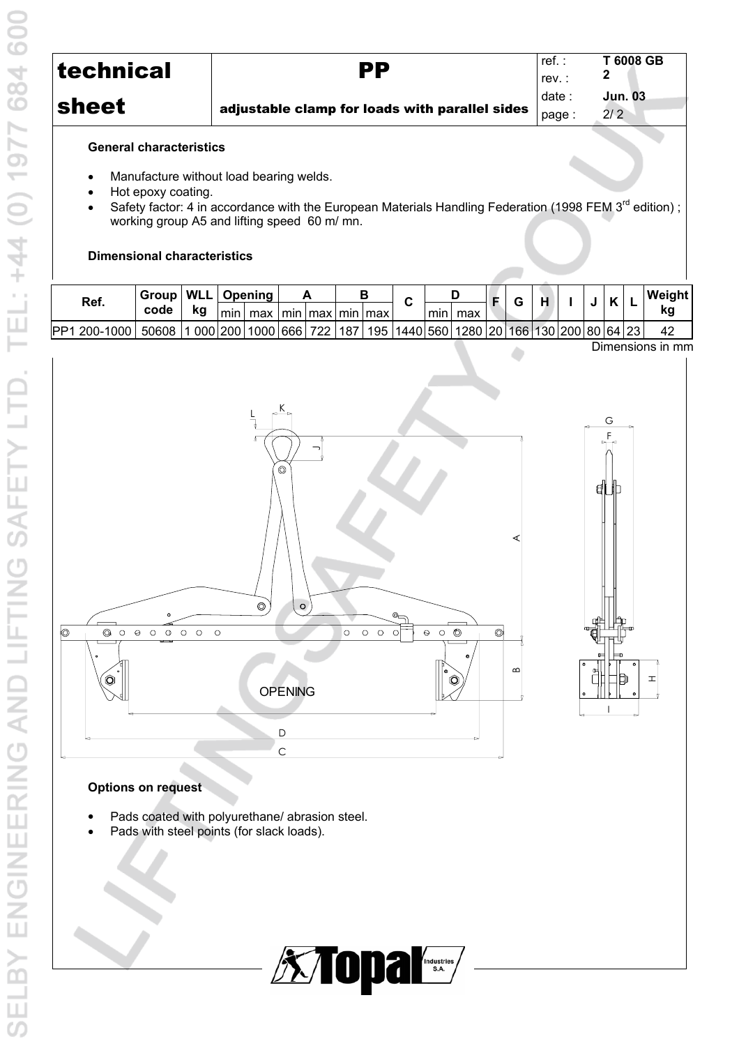| technical sheet | PP adjustable clamp for loads with parallel sides | ref. : T 6008 GB rev. : 2 date : Jun. 03 |
|---|---|---|

**General characteristics**

- Manufacture without load bearing welds.
- Hot epoxy coating.
- Safety factor: 4 in accordance with the European Materials Handling Federation (1998 FEM 3rd edition) ; working group A5 and lifting speed 60 m/ mn.

**Dimensional characteristics**

| Ref. | Group code | WLL kg | Opening | | A | | B | | C | D | | F | G | H | I | J | K | L | Weight kg |
|---|---|---|---|---|---|---|---|---|---|---|---|---|---|---|---|---|---|---|---|
| | | | min | max | min | max | min | max | | min | max | | | | | | | | |
| PP1 200-1000 | 50608 | 1 000 | 200 | 1000 | 666 | 722 | 187 | 195 | 1440 | 560 | 1280 | 20 | 166 | 130 | 200 | 80 | 64 | 23 | 42 |

Dimensions in mm

L K J A B OPENING D C G F H I

**Options on request**

- Pads coated with polyurethane/ abrasion steel.
- Pads with steel points (for slack loads).